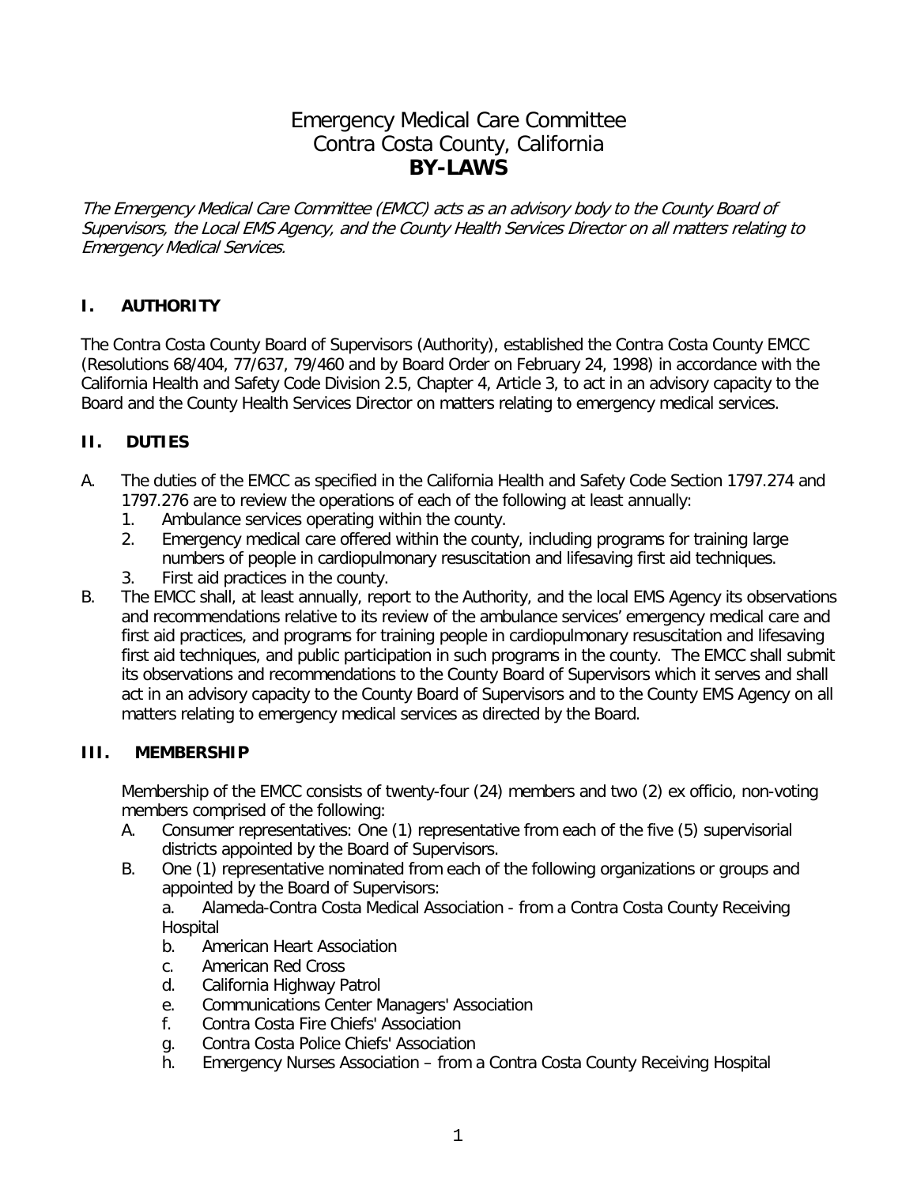# Emergency Medical Care Committee
# Contra Costa County, California
# **BY-LAWS**

*The Emergency Medical Care Committee (EMCC) acts as an advisory body to the County Board of Supervisors, the Local EMS Agency, and the County Health Services Director on all matters relating to Emergency Medical Services.*

## I. AUTHORITY

The Contra Costa County Board of Supervisors (Authority), established the Contra Costa County EMCC (Resolutions 68/404, 77/637, 79/460 and by Board Order on February 24, 1998) in accordance with the California Health and Safety Code Division 2.5, Chapter 4, Article 3, to act in an advisory capacity to the Board and the County Health Services Director on matters relating to emergency medical services.

## II. DUTIES

A. The duties of the EMCC as specified in the California Health and Safety Code Section 1797.274 and 1797.276 are to review the operations of each of the following at least annually:
   1. Ambulance services operating within the county.
   2. Emergency medical care offered within the county, including programs for training large numbers of people in cardiopulmonary resuscitation and lifesaving first aid techniques.
   3. First aid practices in the county.

B. The EMCC shall, at least annually, report to the Authority, and the local EMS Agency its observations and recommendations relative to its review of the ambulance services' emergency medical care and first aid practices, and programs for training people in cardiopulmonary resuscitation and lifesaving first aid techniques, and public participation in such programs in the county. The EMCC shall submit its observations and recommendations to the County Board of Supervisors which it serves and shall act in an advisory capacity to the County Board of Supervisors and to the County EMS Agency on all matters relating to emergency medical services as directed by the Board.

## III. MEMBERSHIP

Membership of the EMCC consists of twenty-four (24) members and two (2) ex officio, non-voting members comprised of the following:

A. Consumer representatives: One (1) representative from each of the five (5) supervisorial districts appointed by the Board of Supervisors.

B. One (1) representative nominated from each of the following organizations or groups and appointed by the Board of Supervisors:
   a. Alameda-Contra Costa Medical Association - from a Contra Costa County Receiving Hospital
   b. American Heart Association
   c. American Red Cross
   d. California Highway Patrol
   e. Communications Center Managers' Association
   f. Contra Costa Fire Chiefs' Association
   g. Contra Costa Police Chiefs' Association
   h. Emergency Nurses Association – from a Contra Costa County Receiving Hospital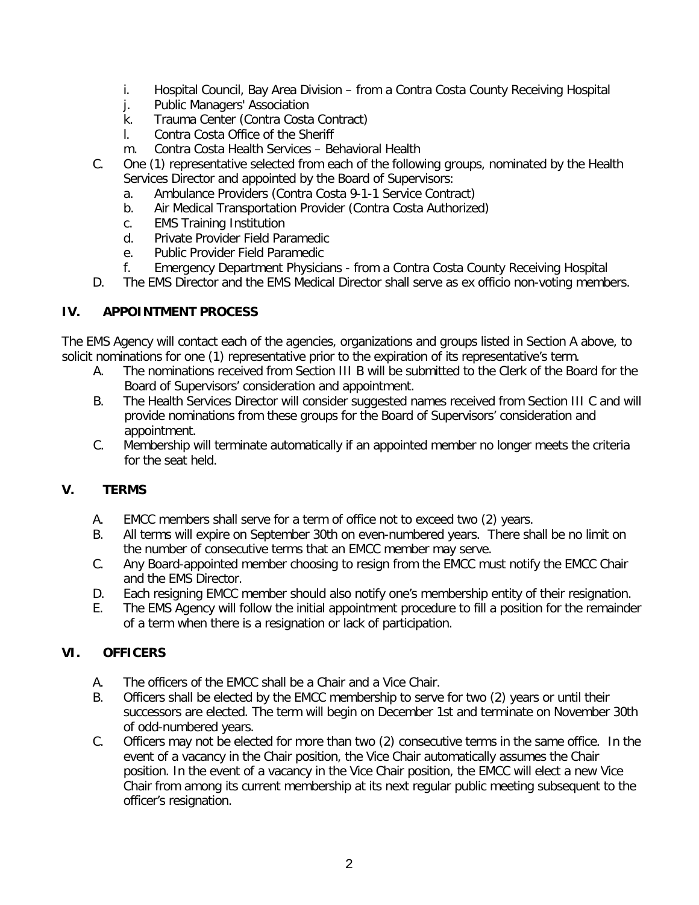i. Hospital Council, Bay Area Division – from a Contra Costa County Receiving Hospital
j. Public Managers' Association
k. Trauma Center (Contra Costa Contract)
l. Contra Costa Office of the Sheriff
m. Contra Costa Health Services – Behavioral Health

C. One (1) representative selected from each of the following groups, nominated by the Health Services Director and appointed by the Board of Supervisors:
   a. Ambulance Providers (Contra Costa 9-1-1 Service Contract)
   b. Air Medical Transportation Provider (Contra Costa Authorized)
   c. EMS Training Institution
   d. Private Provider Field Paramedic
   e. Public Provider Field Paramedic
   f. Emergency Department Physicians - from a Contra Costa County Receiving Hospital

D. The EMS Director and the EMS Medical Director shall serve as ex officio non-voting members.

## IV. APPOINTMENT PROCESS

The EMS Agency will contact each of the agencies, organizations and groups listed in Section A above, to solicit nominations for one (1) representative prior to the expiration of its representative's term.

A. The nominations received from Section III B will be submitted to the Clerk of the Board for the Board of Supervisors' consideration and appointment.
B. The Health Services Director will consider suggested names received from Section III C and will provide nominations from these groups for the Board of Supervisors' consideration and appointment.
C. Membership will terminate automatically if an appointed member no longer meets the criteria for the seat held.

## V. TERMS

A. EMCC members shall serve for a term of office not to exceed two (2) years.
B. All terms will expire on September 30th on even-numbered years. There shall be no limit on the number of consecutive terms that an EMCC member may serve.
C. Any Board-appointed member choosing to resign from the EMCC must notify the EMCC Chair and the EMS Director.
D. Each resigning EMCC member should also notify one's membership entity of their resignation.
E. The EMS Agency will follow the initial appointment procedure to fill a position for the remainder of a term when there is a resignation or lack of participation.

## VI. OFFICERS

A. The officers of the EMCC shall be a Chair and a Vice Chair.
B. Officers shall be elected by the EMCC membership to serve for two (2) years or until their successors are elected. The term will begin on December 1st and terminate on November 30th of odd-numbered years.
C. Officers may not be elected for more than two (2) consecutive terms in the same office. In the event of a vacancy in the Chair position, the Vice Chair automatically assumes the Chair position. In the event of a vacancy in the Vice Chair position, the EMCC will elect a new Vice Chair from among its current membership at its next regular public meeting subsequent to the officer's resignation.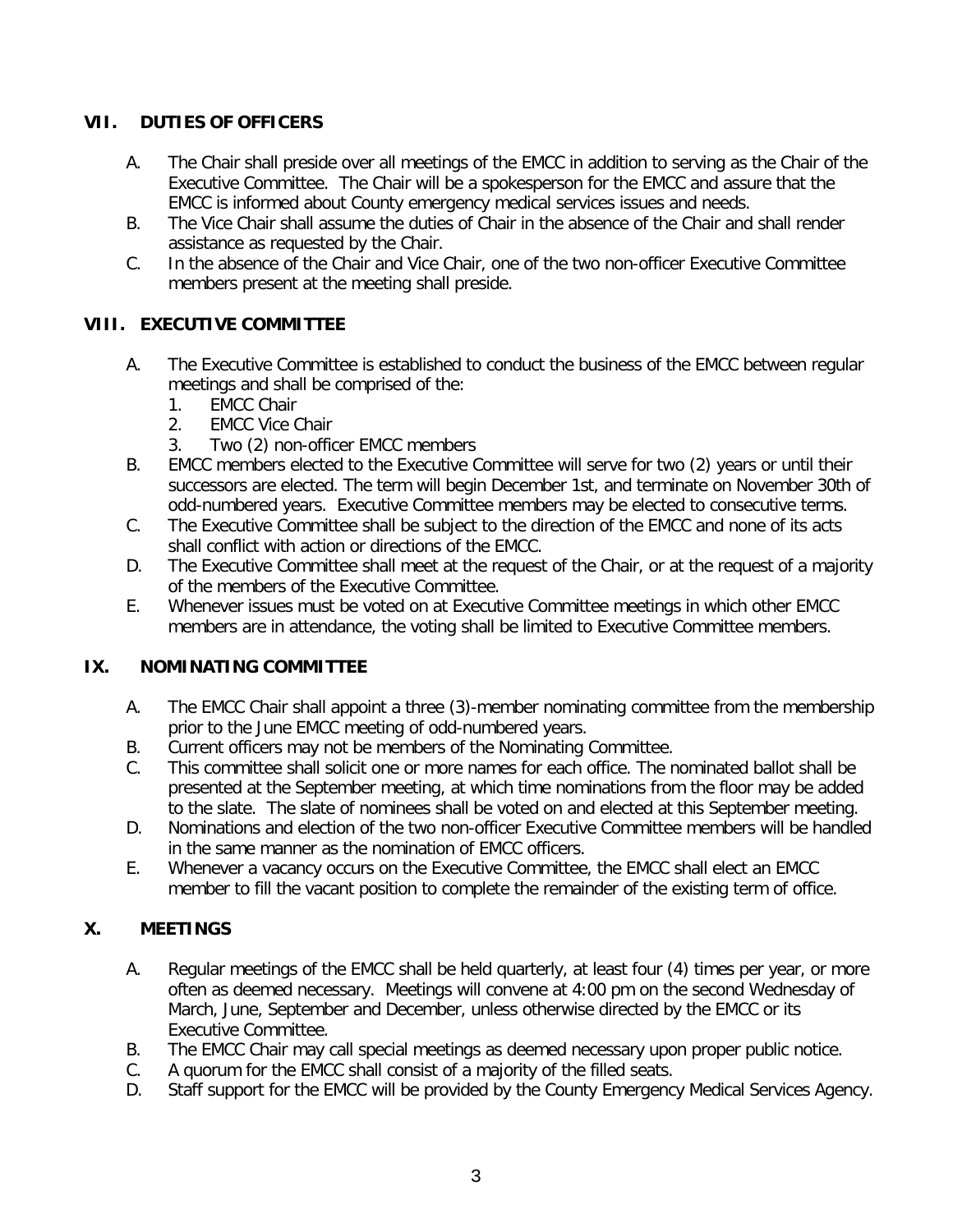## VII. DUTIES OF OFFICERS

A. The Chair shall preside over all meetings of the EMCC in addition to serving as the Chair of the Executive Committee. The Chair will be a spokesperson for the EMCC and assure that the EMCC is informed about County emergency medical services issues and needs.

B. The Vice Chair shall assume the duties of Chair in the absence of the Chair and shall render assistance as requested by the Chair.

C. In the absence of the Chair and Vice Chair, one of the two non-officer Executive Committee members present at the meeting shall preside.

## VIII. EXECUTIVE COMMITTEE

A. The Executive Committee is established to conduct the business of the EMCC between regular meetings and shall be comprised of the:
   1. EMCC Chair
   2. EMCC Vice Chair
   3. Two (2) non-officer EMCC members

B. EMCC members elected to the Executive Committee will serve for two (2) years or until their successors are elected. The term will begin December 1st, and terminate on November 30th of odd-numbered years. Executive Committee members may be elected to consecutive terms.

C. The Executive Committee shall be subject to the direction of the EMCC and none of its acts shall conflict with action or directions of the EMCC.

D. The Executive Committee shall meet at the request of the Chair, or at the request of a majority of the members of the Executive Committee.

E. Whenever issues must be voted on at Executive Committee meetings in which other EMCC members are in attendance, the voting shall be limited to Executive Committee members.

## IX. NOMINATING COMMITTEE

A. The EMCC Chair shall appoint a three (3)-member nominating committee from the membership prior to the June EMCC meeting of odd-numbered years.

B. Current officers may not be members of the Nominating Committee.

C. This committee shall solicit one or more names for each office. The nominated ballot shall be presented at the September meeting, at which time nominations from the floor may be added to the slate. The slate of nominees shall be voted on and elected at this September meeting.

D. Nominations and election of the two non-officer Executive Committee members will be handled in the same manner as the nomination of EMCC officers.

E. Whenever a vacancy occurs on the Executive Committee, the EMCC shall elect an EMCC member to fill the vacant position to complete the remainder of the existing term of office.

## X. MEETINGS

A. Regular meetings of the EMCC shall be held quarterly, at least four (4) times per year, or more often as deemed necessary. Meetings will convene at 4:00 pm on the second Wednesday of March, June, September and December, unless otherwise directed by the EMCC or its Executive Committee.

B. The EMCC Chair may call special meetings as deemed necessary upon proper public notice.

C. A quorum for the EMCC shall consist of a majority of the filled seats.

D. Staff support for the EMCC will be provided by the County Emergency Medical Services Agency.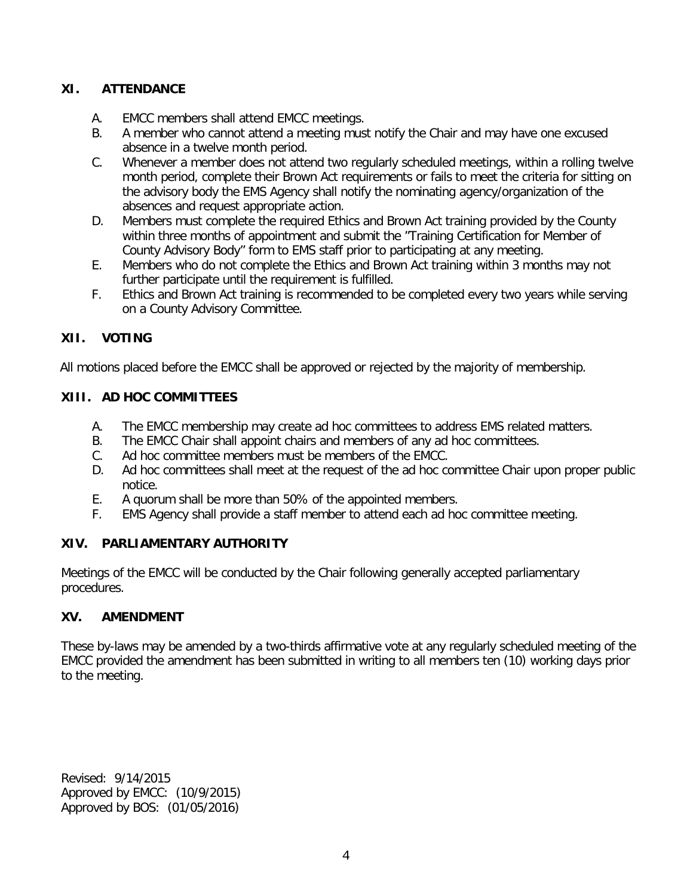## XI. ATTENDANCE

A. EMCC members shall attend EMCC meetings.
B. A member who cannot attend a meeting must notify the Chair and may have one excused absence in a twelve month period.
C. Whenever a member does not attend two regularly scheduled meetings, within a rolling twelve month period, complete their Brown Act requirements or fails to meet the criteria for sitting on the advisory body the EMS Agency shall notify the nominating agency/organization of the absences and request appropriate action.
D. Members must complete the required Ethics and Brown Act training provided by the County within three months of appointment and submit the "Training Certification for Member of County Advisory Body" form to EMS staff prior to participating at any meeting.
E. Members who do not complete the Ethics and Brown Act training within 3 months may not further participate until the requirement is fulfilled.
F. Ethics and Brown Act training is recommended to be completed every two years while serving on a County Advisory Committee.

## XII. VOTING

All motions placed before the EMCC shall be approved or rejected by the majority of membership.

## XIII. AD HOC COMMITTEES

A. The EMCC membership may create ad hoc committees to address EMS related matters.
B. The EMCC Chair shall appoint chairs and members of any ad hoc committees.
C. Ad hoc committee members must be members of the EMCC.
D. Ad hoc committees shall meet at the request of the ad hoc committee Chair upon proper public notice.
E. A quorum shall be more than 50% of the appointed members.
F. EMS Agency shall provide a staff member to attend each ad hoc committee meeting.

## XIV. PARLIAMENTARY AUTHORITY

Meetings of the EMCC will be conducted by the Chair following generally accepted parliamentary procedures.

## XV. AMENDMENT

These by-laws may be amended by a two-thirds affirmative vote at any regularly scheduled meeting of the EMCC provided the amendment has been submitted in writing to all members ten (10) working days prior to the meeting.

Revised: 9/14/2015
Approved by EMCC: (10/9/2015)
Approved by BOS: (01/05/2016)